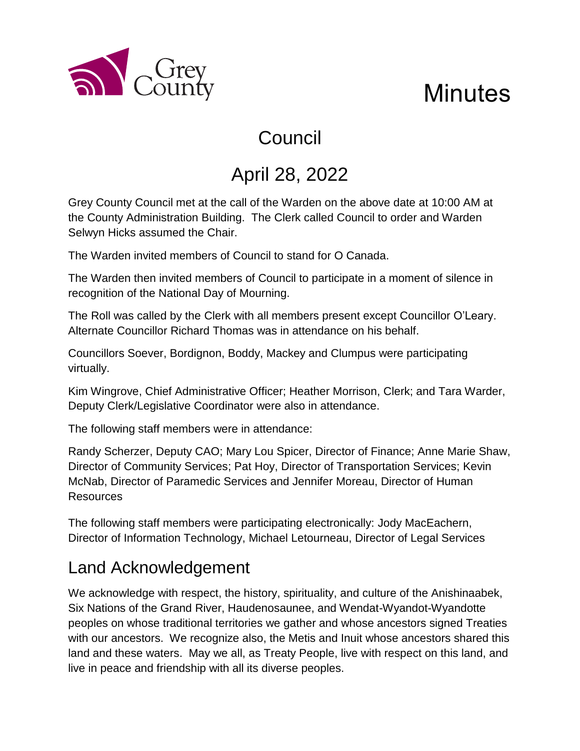Grey County

# Minutes

## Council

## April 28, 2022

Grey County Council met at the call of the Warden on the above date at 10:00 AM at the County Administration Building. The Clerk called Council to order and Warden Selwyn Hicks assumed the Chair.

The Warden invited members of Council to stand for O Canada.

The Warden then invited members of Council to participate in a moment of silence in recognition of the National Day of Mourning.

The Roll was called by the Clerk with all members present except Councillor O'Leary. Alternate Councillor Richard Thomas was in attendance on his behalf.

Councillors Soever, Bordignon, Boddy, Mackey and Clumpus were participating virtually.

Kim Wingrove, Chief Administrative Officer; Heather Morrison, Clerk; and Tara Warder, Deputy Clerk/Legislative Coordinator were also in attendance.

The following staff members were in attendance:

Randy Scherzer, Deputy CAO; Mary Lou Spicer, Director of Finance; Anne Marie Shaw, Director of Community Services; Pat Hoy, Director of Transportation Services; Kevin McNab, Director of Paramedic Services and Jennifer Moreau, Director of Human Resources

The following staff members were participating electronically: Jody MacEachern, Director of Information Technology, Michael Letourneau, Director of Legal Services

## Land Acknowledgement

We acknowledge with respect, the history, spirituality, and culture of the Anishinaabek, Six Nations of the Grand River, Haudenosaunee, and Wendat-Wyandot-Wyandotte peoples on whose traditional territories we gather and whose ancestors signed Treaties with our ancestors. We recognize also, the Metis and Inuit whose ancestors shared this land and these waters. May we all, as Treaty People, live with respect on this land, and live in peace and friendship with all its diverse peoples.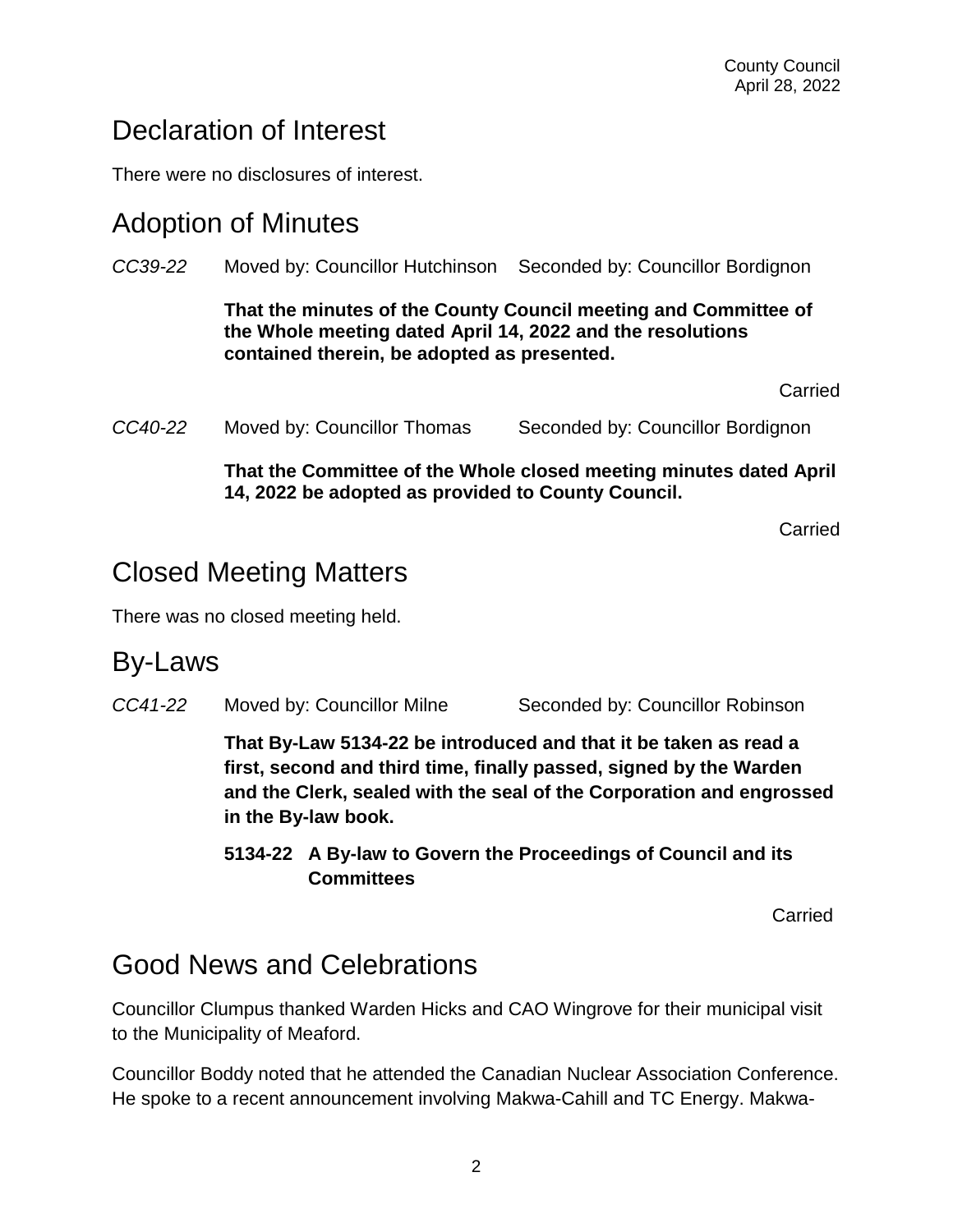# Declaration of Interest

There were no disclosures of interest.

# Adoption of Minutes

*CC39-22* Moved by: Councillor Hutchinson Seconded by: Councillor Bordignon

**That the minutes of the County Council meeting and Committee of the Whole meeting dated April 14, 2022 and the resolutions contained therein, be adopted as presented.**

Carried

*CC40-22* Moved by: Councillor Thomas Seconded by: Councillor Bordignon

**That the Committee of the Whole closed meeting minutes dated April 14, 2022 be adopted as provided to County Council.**

Carried

# Closed Meeting Matters

There was no closed meeting held.

# By-Laws

*CC41-22* Moved by: Councillor Milne Seconded by: Councillor Robinson

**That By-Law 5134-22 be introduced and that it be taken as read a first, second and third time, finally passed, signed by the Warden and the Clerk, sealed with the seal of the Corporation and engrossed in the By-law book.**

**5134-22 A By-law to Govern the Proceedings of Council and its Committees**

Carried

# Good News and Celebrations

Councillor Clumpus thanked Warden Hicks and CAO Wingrove for their municipal visit to the Municipality of Meaford.

Councillor Boddy noted that he attended the Canadian Nuclear Association Conference. He spoke to a recent announcement involving Makwa-Cahill and TC Energy. Makwa-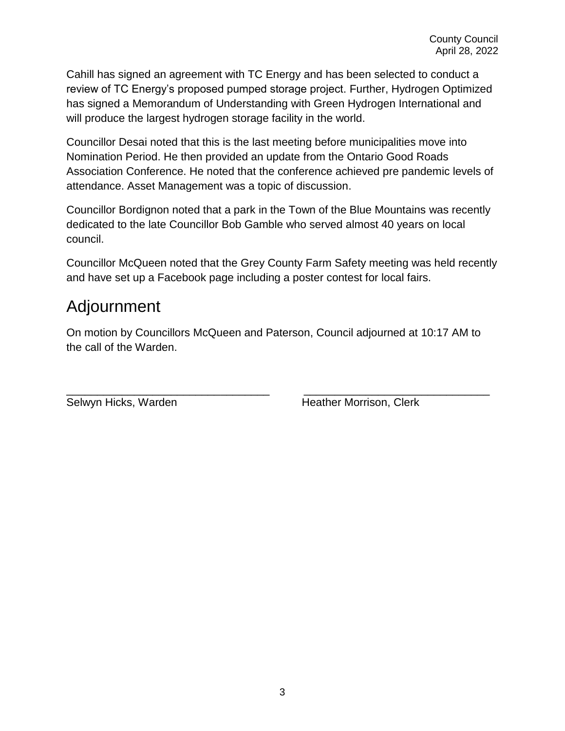Cahill has signed an agreement with TC Energy and has been selected to conduct a review of TC Energy's proposed pumped storage project. Further, Hydrogen Optimized has signed a Memorandum of Understanding with Green Hydrogen International and will produce the largest hydrogen storage facility in the world.

Councillor Desai noted that this is the last meeting before municipalities move into Nomination Period. He then provided an update from the Ontario Good Roads Association Conference. He noted that the conference achieved pre pandemic levels of attendance. Asset Management was a topic of discussion.

Councillor Bordignon noted that a park in the Town of the Blue Mountains was recently dedicated to the late Councillor Bob Gamble who served almost 40 years on local council.

Councillor McQueen noted that the Grey County Farm Safety meeting was held recently and have set up a Facebook page including a poster contest for local fairs.

# Adjournment

On motion by Councillors McQueen and Paterson, Council adjourned at 10:17 AM to the call of the Warden.

_________________________________ _______________________________

Selwyn Hicks, Warden Heather Morrison, Clerk